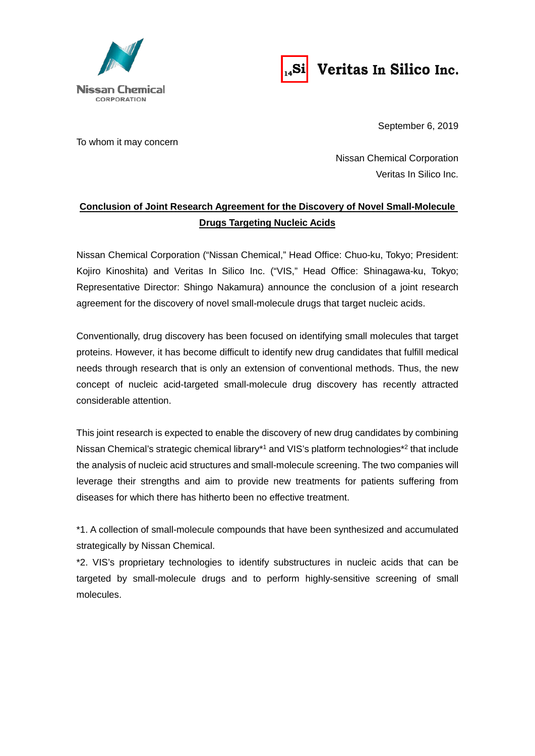Nissan Chemical CORPORATION

14Si Veritas In Silico Inc.

September 6, 2019

To whom it may concern

Nissan Chemical Corporation
Veritas In Silico Inc.

## Conclusion of Joint Research Agreement for the Discovery of Novel Small-Molecule Drugs Targeting Nucleic Acids

Nissan Chemical Corporation (“Nissan Chemical,” Head Office: Chuo-ku, Tokyo; President: Kojiro Kinoshita) and Veritas In Silico Inc. (“VIS,” Head Office: Shinagawa-ku, Tokyo; Representative Director: Shingo Nakamura) announce the conclusion of a joint research agreement for the discovery of novel small-molecule drugs that target nucleic acids.

Conventionally, drug discovery has been focused on identifying small molecules that target proteins. However, it has become difficult to identify new drug candidates that fulfill medical needs through research that is only an extension of conventional methods. Thus, the new concept of nucleic acid-targeted small-molecule drug discovery has recently attracted considerable attention.

This joint research is expected to enable the discovery of new drug candidates by combining Nissan Chemical’s strategic chemical library*[1] and VIS’s platform technologies*[2] that include the analysis of nucleic acid structures and small-molecule screening. The two companies will leverage their strengths and aim to provide new treatments for patients suffering from diseases for which there has hitherto been no effective treatment.

*1. A collection of small-molecule compounds that have been synthesized and accumulated strategically by Nissan Chemical.

*2. VIS’s proprietary technologies to identify substructures in nucleic acids that can be targeted by small-molecule drugs and to perform highly-sensitive screening of small molecules.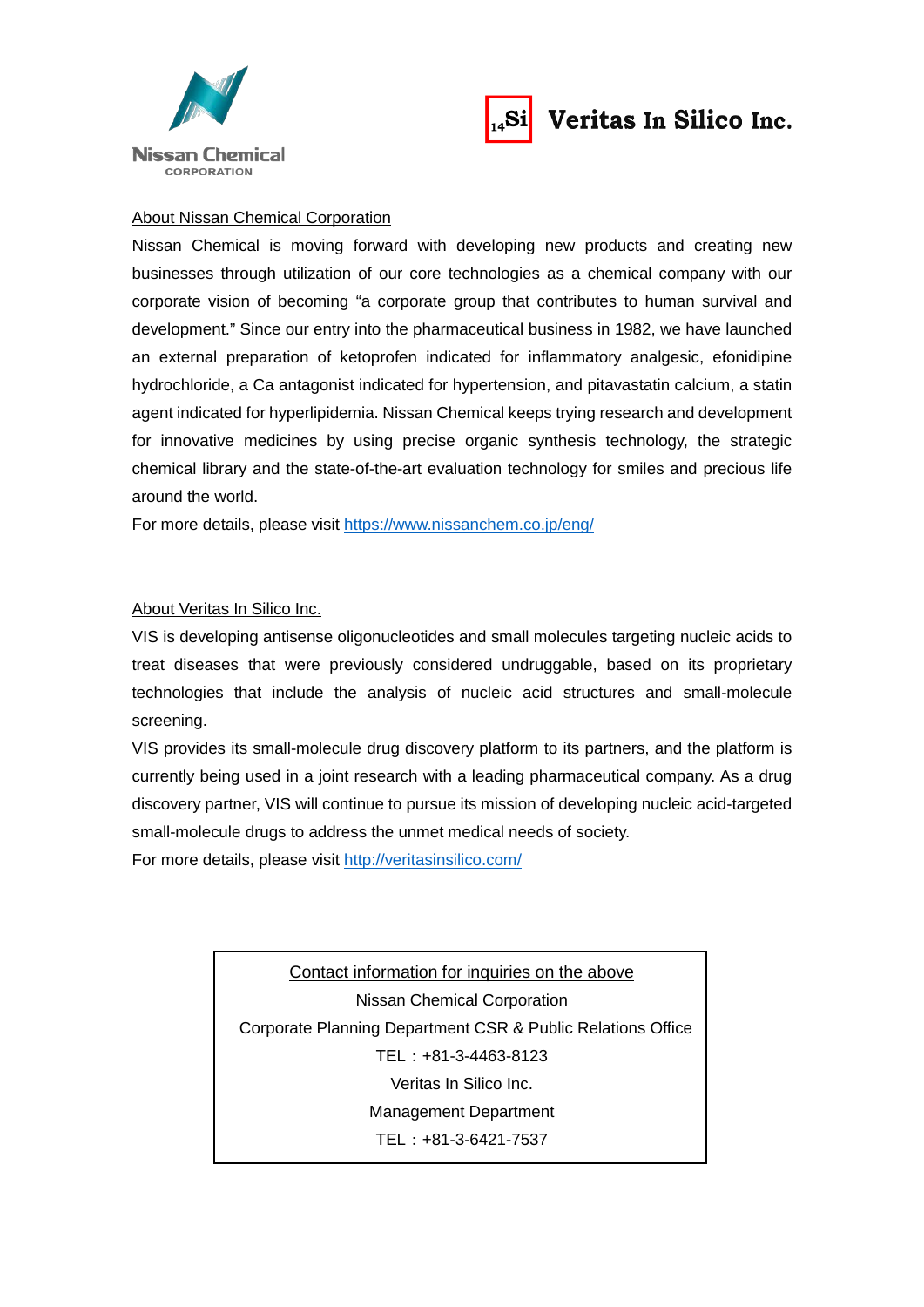Nissan Chemical CORPORATION

$_{14}$Si Veritas In Silico Inc.

## About Nissan Chemical Corporation

Nissan Chemical is moving forward with developing new products and creating new businesses through utilization of our core technologies as a chemical company with our corporate vision of becoming “a corporate group that contributes to human survival and development.” Since our entry into the pharmaceutical business in 1982, we have launched an external preparation of ketoprofen indicated for inflammatory analgesic, efonidipine hydrochloride, a Ca antagonist indicated for hypertension, and pitavastatin calcium, a statin agent indicated for hyperlipidemia. Nissan Chemical keeps trying research and development for innovative medicines by using precise organic synthesis technology, the strategic chemical library and the state-of-the-art evaluation technology for smiles and precious life around the world.

For more details, please visit https://www.nissanchem.co.jp/eng/

## About Veritas In Silico Inc.

VIS is developing antisense oligonucleotides and small molecules targeting nucleic acids to treat diseases that were previously considered undruggable, based on its proprietary technologies that include the analysis of nucleic acid structures and small-molecule screening.

VIS provides its small-molecule drug discovery platform to its partners, and the platform is currently being used in a joint research with a leading pharmaceutical company. As a drug discovery partner, VIS will continue to pursue its mission of developing nucleic acid-targeted small-molecule drugs to address the unmet medical needs of society.

For more details, please visit http://veritasinsilico.com/

---

Contact information for inquiries on the above

Nissan Chemical Corporation
Corporate Planning Department CSR & Public Relations Office
TEL：+81-3-4463-8123

Veritas In Silico Inc.
Management Department
TEL：+81-3-6421-7537